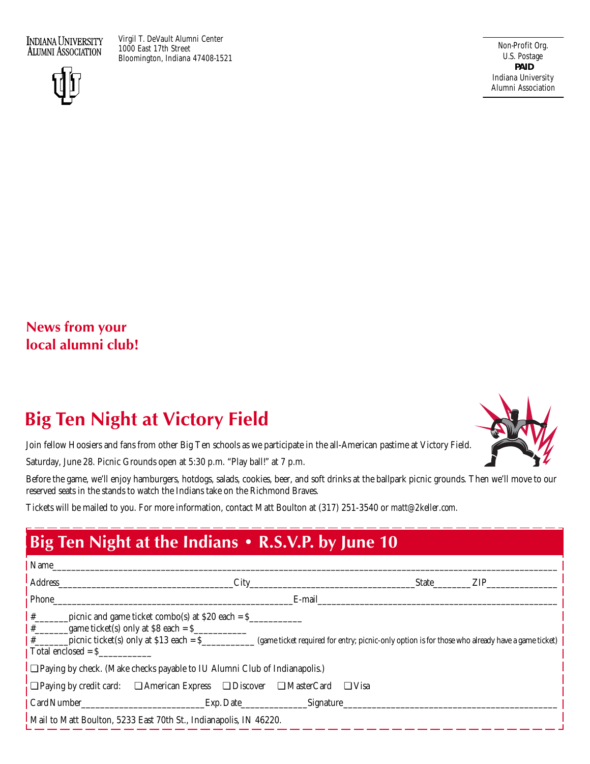INDIANA UNIVERSITY
ALUMNI ASSOCIATION

*Virgil T. DeVault Alumni Center*
*1000 East 17th Street*
*Bloomington, Indiana 47408-1521*

Non-Profit Org.
U.S. Postage
**PAID**
Indiana University
Alumni Association

**News from your local alumni club!**

## Big Ten Night at Victory Field

Join fellow Hoosiers and fans from other Big Ten schools as we participate in the all-American pastime at Victory Field.

Saturday, June 28. Picnic Grounds open at 5:30 p.m. "Play ball!" at 7 p.m.

Before the game, we'll enjoy hamburgers, hotdogs, salads, cookies, beer, and soft drinks at the ballpark picnic grounds. Then we'll move to our reserved seats in the stands to watch the Indians take on the Richmond Braves.

Tickets will be mailed to you. For more information, contact Matt Boulton at (317) 251-3540 or matt@2keller.com.

## Big Ten Night at the Indians • R.S.V.P. by June 10

Name_______________________________________________

Address____________________City____________________State________ZIP______________

Phone________________________E-mail________________________

#_______picnic and game ticket combo(s) at $20 each = $___________

#_______game ticket(s) only at $8 each = $___________

#_______picnic ticket(s) only at $13 each = $___________ (game ticket required for entry; picnic-only option is for those who already have a game ticket)

Total enclosed = $___________

❑ Paying by check. (Make checks payable to IU Alumni Club of Indianapolis.)

❑ Paying by credit card: ❑ American Express ❑ Discover ❑ MasterCard ❑ Visa

Card Number__________________Exp. Date_____________Signature______________________

Mail to Matt Boulton, 5233 East 70th St., Indianapolis, IN 46220.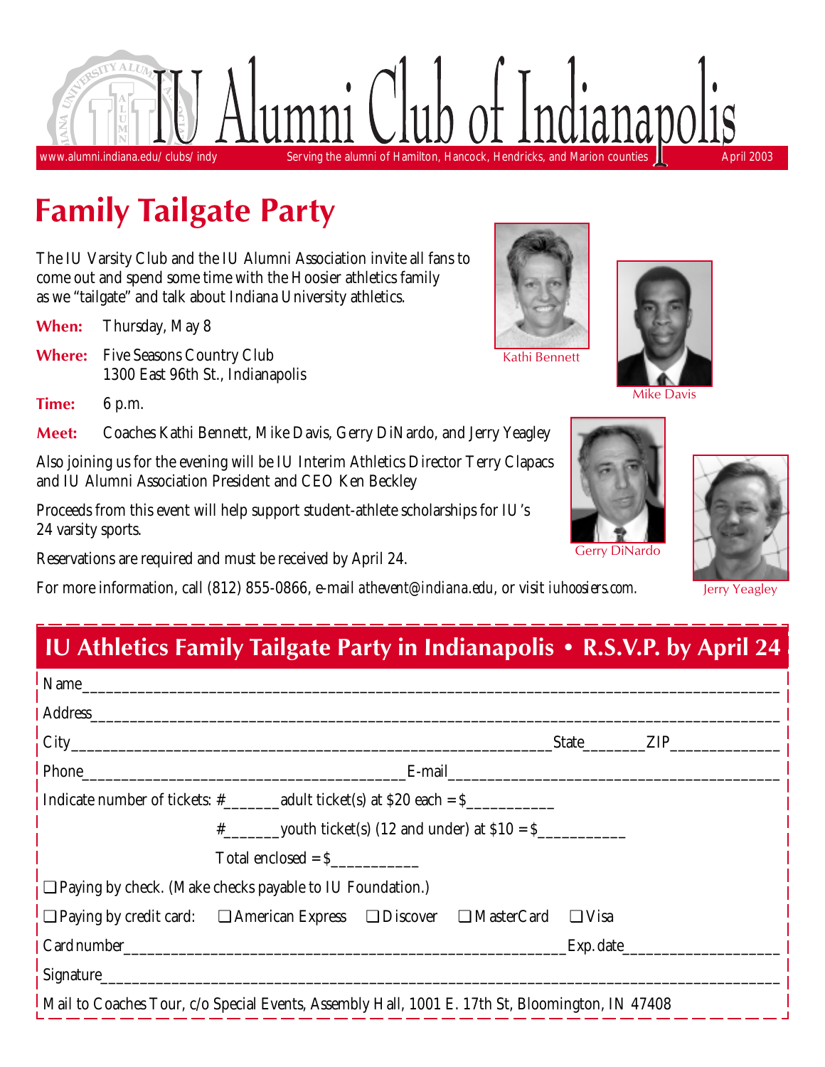# IU Alumni Club of Indianapolis

www.alumni.indiana.edu/clubs/indy — Serving the alumni of Hamilton, Hancock, Hendricks, and Marion counties — April 2003

## Family Tailgate Party

The IU Varsity Club and the IU Alumni Association invite all fans to come out and spend some time with the Hoosier athletics family as we "tailgate" and talk about Indiana University athletics.

**When:** Thursday, May 8

**Where:** Five Seasons Country Club
1300 East 96th St., Indianapolis

**Time:** 6 p.m.

**Meet:** Coaches Kathi Bennett, Mike Davis, Gerry DiNardo, and Jerry Yeagley

Also joining us for the evening will be IU Interim Athletics Director Terry Clapacs and IU Alumni Association President and CEO Ken Beckley

Proceeds from this event will help support student-athlete scholarships for IU's 24 varsity sports.

Reservations are required and must be received by April 24.

For more information, call (812) 855-0866, e-mail *athevent@indiana.edu*, or visit *iuhoosiers.com*.

Kathi Bennett

Mike Davis

Gerry DiNardo

Jerry Yeagley

---

### IU Athletics Family Tailgate Party in Indianapolis • R.S.V.P. by April 24

Name\_\_\_\_\_\_\_\_\_\_\_\_\_\_\_\_\_\_\_\_\_\_\_\_\_\_\_\_\_\_\_\_\_\_\_\_\_\_\_\_

Address\_\_\_\_\_\_\_\_\_\_\_\_\_\_\_\_\_\_\_\_\_\_\_\_\_\_\_\_\_\_\_\_\_\_\_\_\_\_\_\_

City\_\_\_\_\_\_\_\_\_\_\_\_\_\_\_\_\_\_\_\_\_\_\_\_\_\_ State\_\_\_\_\_\_\_ ZIP\_\_\_\_\_\_\_\_\_\_\_\_

Phone\_\_\_\_\_\_\_\_\_\_\_\_\_\_\_\_\_\_\_\_ E-mail\_\_\_\_\_\_\_\_\_\_\_\_\_\_\_\_\_\_\_\_

Indicate number of tickets: #\_\_\_\_\_\_ adult ticket(s) at $20 each = $\_\_\_\_\_\_\_\_\_\_

#\_\_\_\_\_\_ youth ticket(s) (12 and under) at $10 = $\_\_\_\_\_\_\_\_\_\_

Total enclosed = $\_\_\_\_\_\_\_\_\_\_

❑ Paying by check. (Make checks payable to IU Foundation.)

❑ Paying by credit card: ❑ American Express ❑ Discover ❑ MasterCard ❑ Visa

Card number\_\_\_\_\_\_\_\_\_\_\_\_\_\_\_\_\_\_\_\_\_\_\_\_\_\_ Exp. date\_\_\_\_\_\_\_\_\_\_\_\_\_\_\_\_\_\_

Signature\_\_\_\_\_\_\_\_\_\_\_\_\_\_\_\_\_\_\_\_\_\_\_\_\_\_\_\_\_\_\_\_\_\_\_\_\_\_\_\_

Mail to Coaches Tour, c/o Special Events, Assembly Hall, 1001 E. 17th St, Bloomington, IN 47408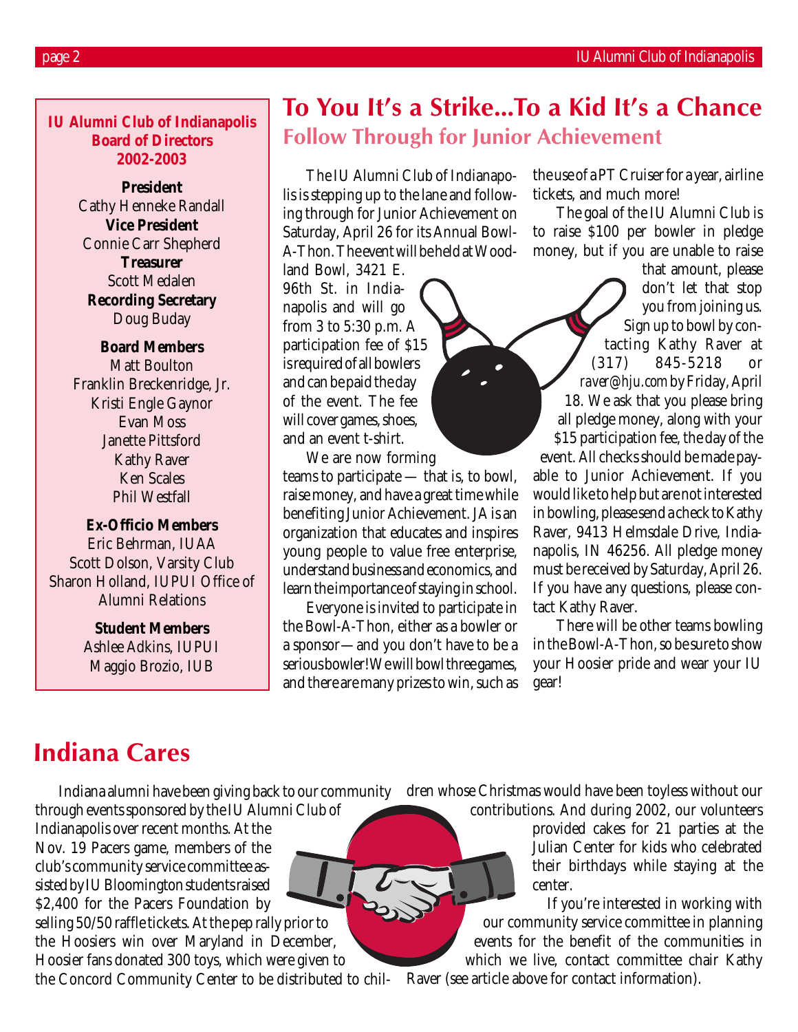**IU Alumni Club of Indianapolis Board of Directors 2002-2003**

**President**
Cathy Henneke Randall

**Vice President**
Connie Carr Shepherd

**Treasurer**
Scott Medalen

**Recording Secretary**
Doug Buday

**Board Members**
Matt Boulton
Franklin Breckenridge, Jr.
Kristi Engle Gaynor
Evan Moss
Janette Pittsford
Kathy Raver
Ken Scales
Phil Westfall

**Ex-Officio Members**
Eric Behrman, IUAA
Scott Dolson, Varsity Club
Sharon Holland, IUPUI Office of Alumni Relations

**Student Members**
Ashlee Adkins, IUPUI
Maggio Brozio, IUB

# To You It's a Strike...To a Kid It's a Chance

## Follow Through for Junior Achievement

The IU Alumni Club of Indianapolis is stepping up to the lane and following through for Junior Achievement on Saturday, April 26 for its Annual Bowl-A-Thon. The event will be held at Woodland Bowl, 3421 E. 96th St. in Indianapolis and will go from 3 to 5:30 p.m. A participation fee of $15 is required of all bowlers and can be paid the day of the event. The fee will cover games, shoes, and an event t-shirt.

We are now forming teams to participate — that is, to bowl, raise money, and have a great time while benefiting Junior Achievement. JA is an organization that educates and inspires young people to value free enterprise, understand business and economics, and learn the importance of staying in school.

Everyone is invited to participate in the Bowl-A-Thon, either as a bowler or a sponsor—and you don't have to be a serious bowler! We will bowl three games, and there are many prizes to win, such as the use of a PT Cruiser for a year, airline tickets, and much more!

The goal of the IU Alumni Club is to raise $100 per bowler in pledge money, but if you are unable to raise that amount, please don't let that stop you from joining us. Sign up to bowl by contacting Kathy Raver at (317) 845-5218 or *raver@hju.com* by Friday, April 18. We ask that you please bring all pledge money, along with your $15 participation fee, the day of the event. All checks should be made payable to Junior Achievement. If you would like to help but are not interested in bowling, please send a check to Kathy Raver, 9413 Helmsdale Drive, Indianapolis, IN 46256. All pledge money must be received by Saturday, April 26. If you have any questions, please contact Kathy Raver.

There will be other teams bowling in the Bowl-A-Thon, so be sure to show your Hoosier pride and wear your IU gear!

# Indiana Cares

Indiana alumni have been giving back to our community through events sponsored by the IU Alumni Club of Indianapolis over recent months. At the Nov. 19 Pacers game, members of the club's community service committee assisted by IU Bloomington students raised $2,400 for the Pacers Foundation by selling 50/50 raffle tickets. At the pep rally prior to the Hoosiers win over Maryland in December, Hoosier fans donated 300 toys, which were given to the Concord Community Center to be distributed to children whose Christmas would have been toyless without our contributions. And during 2002, our volunteers provided cakes for 21 parties at the Julian Center for kids who celebrated their birthdays while staying at the center.

If you're interested in working with our community service committee in planning events for the benefit of the communities in which we live, contact committee chair Kathy Raver (see article above for contact information).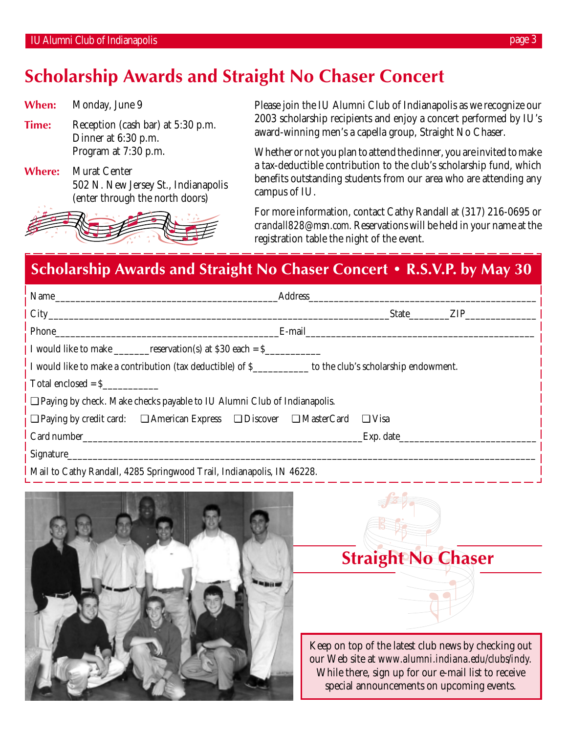# Scholarship Awards and Straight No Chaser Concert

**When:** Monday, June 9

**Time:** Reception (cash bar) at 5:30 p.m.
Dinner at 6:30 p.m.
Program at 7:30 p.m.

**Where:** Murat Center
502 N. New Jersey St., Indianapolis
(enter through the north doors)

Please join the IU Alumni Club of Indianapolis as we recognize our 2003 scholarship recipients and enjoy a concert performed by IU's award-winning men's a capella group, Straight No Chaser.

Whether or not you plan to attend the dinner, you are invited to make a tax-deductible contribution to the club's scholarship fund, which benefits outstanding students from our area who are attending any campus of IU.

For more information, contact Cathy Randall at (317) 216-0695 or crandall828@msn.com. Reservations will be held in your name at the registration table the night of the event.

## Scholarship Awards and Straight No Chaser Concert • R.S.V.P. by May 30

Name___________________________ Address___________________________

City___________________________ State________ ZIP______________

Phone___________________________ E-mail___________________________

I would like to make _______reservation(s) at $30 each = $___________

I would like to make a contribution (tax deductible) of $___________ to the club's scholarship endowment.

Total enclosed = $___________

❑ Paying by check. Make checks payable to IU Alumni Club of Indianapolis.

❑ Paying by credit card: ❑ American Express ❑ Discover ❑ MasterCard ❑ Visa

Card number___________________________ Exp. date___________________________

Signature___________________________

Mail to Cathy Randall, 4285 Springwood Trail, Indianapolis, IN 46228.

## Straight No Chaser

Keep on top of the latest club news by checking out our Web site at www.alumni.indiana.edu/clubs/indy. While there, sign up for our e-mail list to receive special announcements on upcoming events.